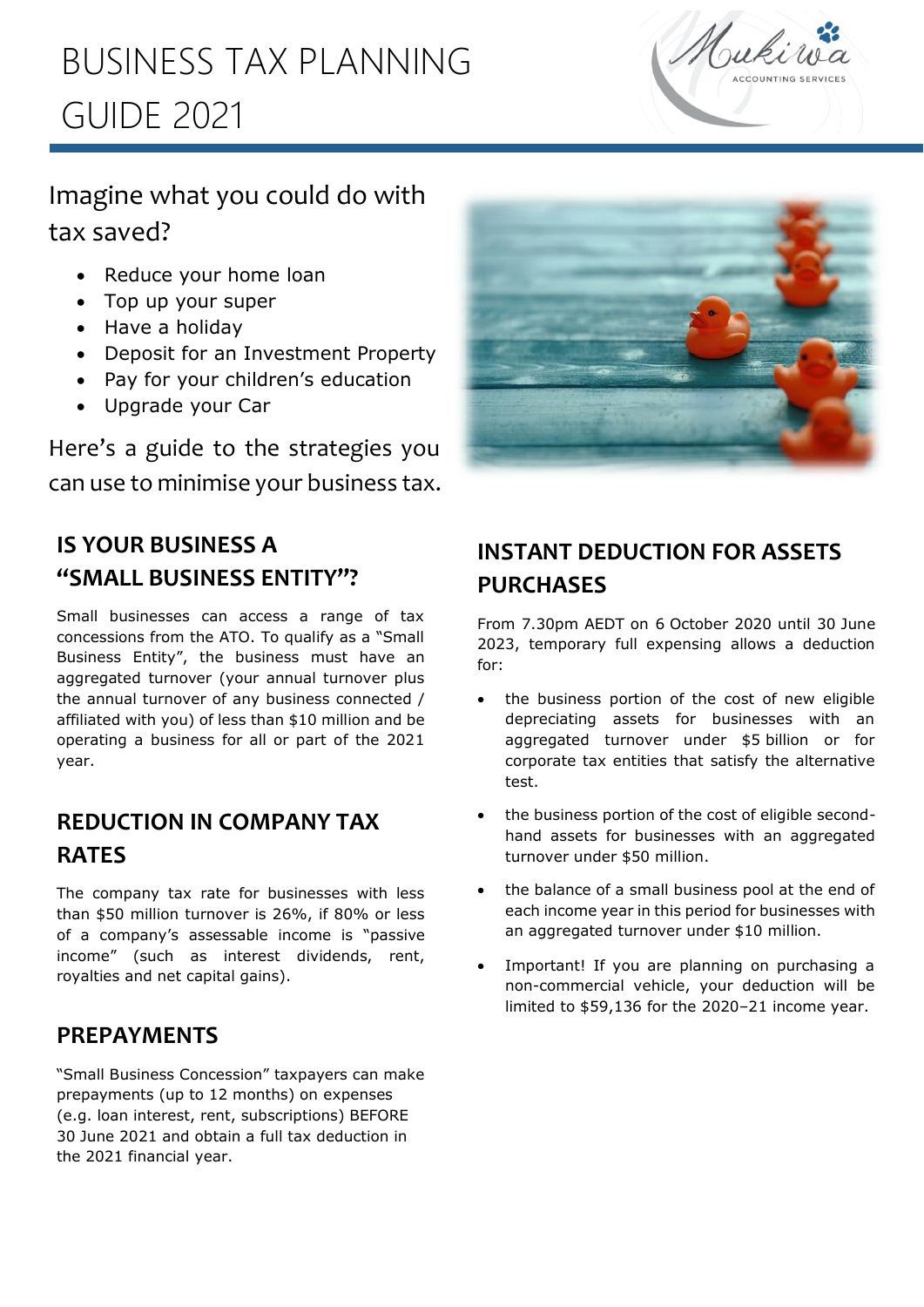# BUSINESS TAX PLANNING GUIDE 2021

## Imagine what you could do with tax saved?

- Reduce your home loan
- Top up your super
- Have a holiday
- Deposit for an Investment Property
- Pay for your children's education
- Upgrade your Car

Here's a guide to the strategies you can use to minimise your business tax.

## IS YOUR BUSINESS A "SMALL BUSINESS ENTITY"?

Small businesses can access a range of tax concessions from the ATO. To qualify as a "Small Business Entity", the business must have an aggregated turnover (your annual turnover plus the annual turnover of any business connected / affiliated with you) of less than $10 million and be operating a business for all or part of the 2021 year.

## REDUCTION IN COMPANY TAX RATES

The company tax rate for businesses with less than $50 million turnover is 26%, if 80% or less of a company's assessable income is "passive income" (such as interest dividends, rent, royalties and net capital gains).

## PREPAYMENTS

"Small Business Concession" taxpayers can make prepayments (up to 12 months) on expenses (e.g. loan interest, rent, subscriptions) BEFORE 30 June 2021 and obtain a full tax deduction in the 2021 financial year.

## INSTANT DEDUCTION FOR ASSETS PURCHASES

From 7.30pm AEDT on 6 October 2020 until 30 June 2023, temporary full expensing allows a deduction for:

- the business portion of the cost of new eligible depreciating assets for businesses with an aggregated turnover under $5 billion or for corporate tax entities that satisfy the alternative test.
- the business portion of the cost of eligible second-hand assets for businesses with an aggregated turnover under $50 million.
- the balance of a small business pool at the end of each income year in this period for businesses with an aggregated turnover under $10 million.
- Important! If you are planning on purchasing a non-commercial vehicle, your deduction will be limited to $59,136 for the 2020–21 income year.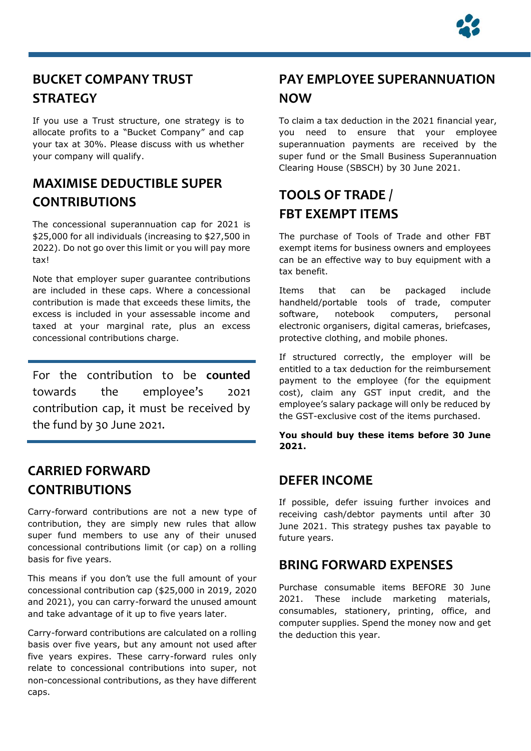## BUCKET COMPANY TRUST STRATEGY

If you use a Trust structure, one strategy is to allocate profits to a "Bucket Company" and cap your tax at 30%. Please discuss with us whether your company will qualify.

## MAXIMISE DEDUCTIBLE SUPER CONTRIBUTIONS

The concessional superannuation cap for 2021 is $25,000 for all individuals (increasing to $27,500 in 2022). Do not go over this limit or you will pay more tax!

Note that employer super guarantee contributions are included in these caps. Where a concessional contribution is made that exceeds these limits, the excess is included in your assessable income and taxed at your marginal rate, plus an excess concessional contributions charge.

For the contribution to be **counted** towards the employee's 2021 contribution cap, it must be received by the fund by 30 June 2021.

## CARRIED FORWARD CONTRIBUTIONS

Carry-forward contributions are not a new type of contribution, they are simply new rules that allow super fund members to use any of their unused concessional contributions limit (or cap) on a rolling basis for five years.

This means if you don't use the full amount of your concessional contribution cap ($25,000 in 2019, 2020 and 2021), you can carry-forward the unused amount and take advantage of it up to five years later.

Carry-forward contributions are calculated on a rolling basis over five years, but any amount not used after five years expires. These carry-forward rules only relate to concessional contributions into super, not non-concessional contributions, as they have different caps.

## PAY EMPLOYEE SUPERANNUATION NOW

To claim a tax deduction in the 2021 financial year, you need to ensure that your employee superannuation payments are received by the super fund or the Small Business Superannuation Clearing House (SBSCH) by 30 June 2021.

## TOOLS OF TRADE / FBT EXEMPT ITEMS

The purchase of Tools of Trade and other FBT exempt items for business owners and employees can be an effective way to buy equipment with a tax benefit.

Items that can be packaged include handheld/portable tools of trade, computer software, notebook computers, personal electronic organisers, digital cameras, briefcases, protective clothing, and mobile phones.

If structured correctly, the employer will be entitled to a tax deduction for the reimbursement payment to the employee (for the equipment cost), claim any GST input credit, and the employee's salary package will only be reduced by the GST-exclusive cost of the items purchased.

**You should buy these items before 30 June 2021.**

## DEFER INCOME

If possible, defer issuing further invoices and receiving cash/debtor payments until after 30 June 2021. This strategy pushes tax payable to future years.

## BRING FORWARD EXPENSES

Purchase consumable items BEFORE 30 June 2021. These include marketing materials, consumables, stationery, printing, office, and computer supplies. Spend the money now and get the deduction this year.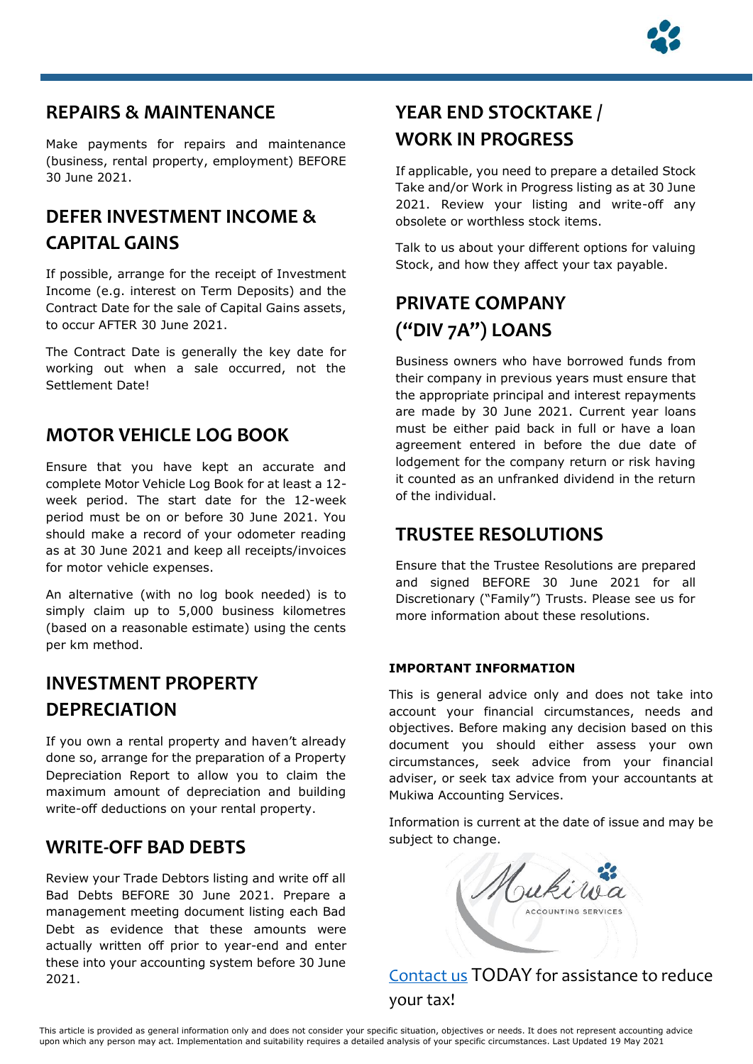## REPAIRS & MAINTENANCE

Make payments for repairs and maintenance (business, rental property, employment) BEFORE 30 June 2021.

## DEFER INVESTMENT INCOME & CAPITAL GAINS

If possible, arrange for the receipt of Investment Income (e.g. interest on Term Deposits) and the Contract Date for the sale of Capital Gains assets, to occur AFTER 30 June 2021.

The Contract Date is generally the key date for working out when a sale occurred, not the Settlement Date!

## MOTOR VEHICLE LOG BOOK

Ensure that you have kept an accurate and complete Motor Vehicle Log Book for at least a 12-week period. The start date for the 12-week period must be on or before 30 June 2021. You should make a record of your odometer reading as at 30 June 2021 and keep all receipts/invoices for motor vehicle expenses.

An alternative (with no log book needed) is to simply claim up to 5,000 business kilometres (based on a reasonable estimate) using the cents per km method.

## INVESTMENT PROPERTY DEPRECIATION

If you own a rental property and haven't already done so, arrange for the preparation of a Property Depreciation Report to allow you to claim the maximum amount of depreciation and building write-off deductions on your rental property.

## WRITE-OFF BAD DEBTS

Review your Trade Debtors listing and write off all Bad Debts BEFORE 30 June 2021. Prepare a management meeting document listing each Bad Debt as evidence that these amounts were actually written off prior to year-end and enter these into your accounting system before 30 June 2021.

## YEAR END STOCKTAKE / WORK IN PROGRESS

If applicable, you need to prepare a detailed Stock Take and/or Work in Progress listing as at 30 June 2021. Review your listing and write-off any obsolete or worthless stock items.

Talk to us about your different options for valuing Stock, and how they affect your tax payable.

## PRIVATE COMPANY ("DIV 7A") LOANS

Business owners who have borrowed funds from their company in previous years must ensure that the appropriate principal and interest repayments are made by 30 June 2021. Current year loans must be either paid back in full or have a loan agreement entered in before the due date of lodgement for the company return or risk having it counted as an unfranked dividend in the return of the individual.

## TRUSTEE RESOLUTIONS

Ensure that the Trustee Resolutions are prepared and signed BEFORE 30 June 2021 for all Discretionary ("Family") Trusts. Please see us for more information about these resolutions.

**IMPORTANT INFORMATION**

This is general advice only and does not take into account your financial circumstances, needs and objectives. Before making any decision based on this document you should either assess your own circumstances, seek advice from your financial adviser, or seek tax advice from your accountants at Mukiwa Accounting Services.

Information is current at the date of issue and may be subject to change.

Mukiwa ACCOUNTING SERVICES

[Contact us](#) TODAY for assistance to reduce your tax!

This article is provided as general information only and does not consider your specific situation, objectives or needs. It does not represent accounting advice upon which any person may act. Implementation and suitability requires a detailed analysis of your specific circumstances. Last Updated 19 May 2021